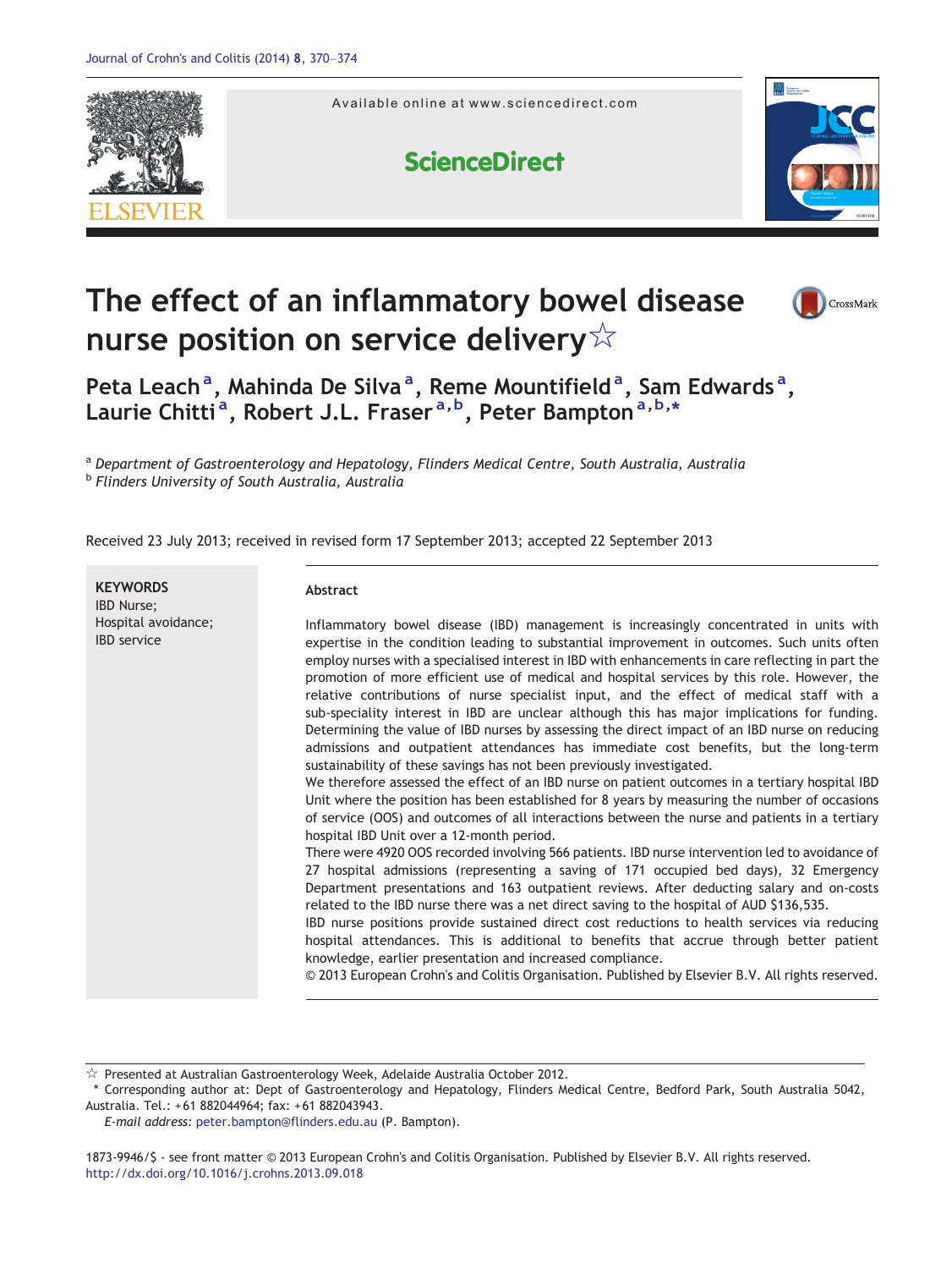# The effect of an inflammatory bowel disease nurse position on service delivery☆

Peta Leach[a], Mahinda De Silva[a], Reme Mountifield[a], Sam Edwards[a], Laurie Chitti[a], Robert J.L. Fraser[a,b], Peter Bampton[a,b,*]

[a] *Department of Gastroenterology and Hepatology, Flinders Medical Centre, South Australia, Australia*
[b] *Flinders University of South Australia, Australia*

Received 23 July 2013; received in revised form 17 September 2013; accepted 22 September 2013

**KEYWORDS**
IBD Nurse;
Hospital avoidance;
IBD service

## Abstract

Inflammatory bowel disease (IBD) management is increasingly concentrated in units with expertise in the condition leading to substantial improvement in outcomes. Such units often employ nurses with a specialised interest in IBD with enhancements in care reflecting in part the promotion of more efficient use of medical and hospital services by this role. However, the relative contributions of nurse specialist input, and the effect of medical staff with a sub-speciality interest in IBD are unclear although this has major implications for funding. Determining the value of IBD nurses by assessing the direct impact of an IBD nurse on reducing admissions and outpatient attendances has immediate cost benefits, but the long-term sustainability of these savings has not been previously investigated.

We therefore assessed the effect of an IBD nurse on patient outcomes in a tertiary hospital IBD Unit where the position has been established for 8 years by measuring the number of occasions of service (OOS) and outcomes of all interactions between the nurse and patients in a tertiary hospital IBD Unit over a 12-month period.

There were 4920 OOS recorded involving 566 patients. IBD nurse intervention led to avoidance of 27 hospital admissions (representing a saving of 171 occupied bed days), 32 Emergency Department presentations and 163 outpatient reviews. After deducting salary and on-costs related to the IBD nurse there was a net direct saving to the hospital of AUD $136,535.

IBD nurse positions provide sustained direct cost reductions to health services via reducing hospital attendances. This is additional to benefits that accrue through better patient knowledge, earlier presentation and increased compliance.

© 2013 European Crohn's and Colitis Organisation. Published by Elsevier B.V. All rights reserved.

☆ Presented at Australian Gastroenterology Week, Adelaide Australia October 2012.
* Corresponding author at: Dept of Gastroenterology and Hepatology, Flinders Medical Centre, Bedford Park, South Australia 5042, Australia. Tel.: +61 882044964; fax: +61 882043943.
*E-mail address:* peter.bampton@flinders.edu.au (P. Bampton).

1873-9946/$ - see front matter © 2013 European Crohn's and Colitis Organisation. Published by Elsevier B.V. All rights reserved.
http://dx.doi.org/10.1016/j.crohns.2013.09.018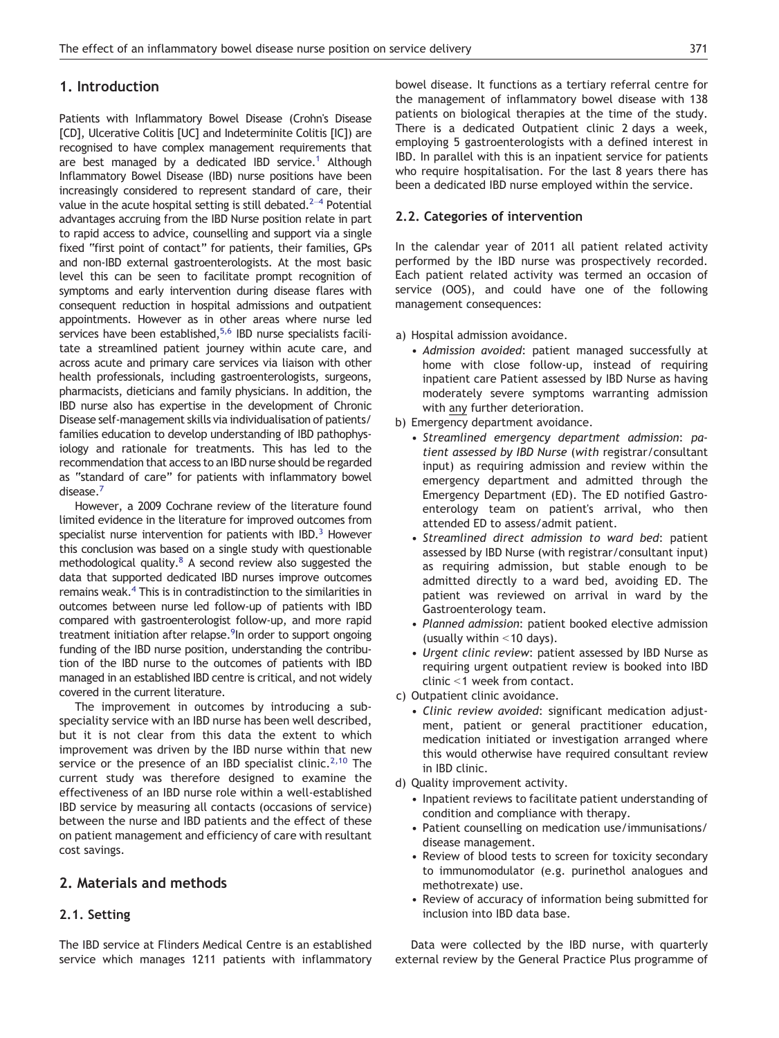## 1. Introduction

Patients with Inflammatory Bowel Disease (Crohn's Disease [CD], Ulcerative Colitis [UC] and Indeterminite Colitis [IC]) are recognised to have complex management requirements that are best managed by a dedicated IBD service.[1] Although Inflammatory Bowel Disease (IBD) nurse positions have been increasingly considered to represent standard of care, their value in the acute hospital setting is still debated.[2–4] Potential advantages accruing from the IBD Nurse position relate in part to rapid access to advice, counselling and support via a single fixed "first point of contact" for patients, their families, GPs and non-IBD external gastroenterologists. At the most basic level this can be seen to facilitate prompt recognition of symptoms and early intervention during disease flares with consequent reduction in hospital admissions and outpatient appointments. However as in other areas where nurse led services have been established,[5,6] IBD nurse specialists facilitate a streamlined patient journey within acute care, and across acute and primary care services via liaison with other health professionals, including gastroenterologists, surgeons, pharmacists, dieticians and family physicians. In addition, the IBD nurse also has expertise in the development of Chronic Disease self-management skills via individualisation of patients/families education to develop understanding of IBD pathophysiology and rationale for treatments. This has led to the recommendation that access to an IBD nurse should be regarded as "standard of care" for patients with inflammatory bowel disease.[7]

However, a 2009 Cochrane review of the literature found limited evidence in the literature for improved outcomes from specialist nurse intervention for patients with IBD.[3] However this conclusion was based on a single study with questionable methodological quality.[8] A second review also suggested the data that supported dedicated IBD nurses improve outcomes remains weak.[4] This is in contradistinction to the similarities in outcomes between nurse led follow-up of patients with IBD compared with gastroenterologist follow-up, and more rapid treatment initiation after relapse.[9]In order to support ongoing funding of the IBD nurse position, understanding the contribution of the IBD nurse to the outcomes of patients with IBD managed in an established IBD centre is critical, and not widely covered in the current literature.

The improvement in outcomes by introducing a sub-speciality service with an IBD nurse has been well described, but it is not clear from this data the extent to which improvement was driven by the IBD nurse within that new service or the presence of an IBD specialist clinic.[2,10] The current study was therefore designed to examine the effectiveness of an IBD nurse role within a well-established IBD service by measuring all contacts (occasions of service) between the nurse and IBD patients and the effect of these on patient management and efficiency of care with resultant cost savings.

## 2. Materials and methods

### 2.1. Setting

The IBD service at Flinders Medical Centre is an established service which manages 1211 patients with inflammatory bowel disease. It functions as a tertiary referral centre for the management of inflammatory bowel disease with 138 patients on biological therapies at the time of the study. There is a dedicated Outpatient clinic 2 days a week, employing 5 gastroenterologists with a defined interest in IBD. In parallel with this is an inpatient service for patients who require hospitalisation. For the last 8 years there has been a dedicated IBD nurse employed within the service.

### 2.2. Categories of intervention

In the calendar year of 2011 all patient related activity performed by the IBD nurse was prospectively recorded. Each patient related activity was termed an occasion of service (OOS), and could have one of the following management consequences:

a) Hospital admission avoidance.
   - *Admission avoided*: patient managed successfully at home with close follow-up, instead of requiring inpatient care Patient assessed by IBD Nurse as having moderately severe symptoms warranting admission with any further deterioration.
b) Emergency department avoidance.
   - *Streamlined emergency department admission*: *patient assessed by IBD Nurse* (*with* registrar/consultant input) as requiring admission and review within the emergency department and admitted through the Emergency Department (ED). The ED notified Gastroenterology team on patient's arrival, who then attended ED to assess/admit patient.
   - *Streamlined direct admission to ward bed*: patient assessed by IBD Nurse (with registrar/consultant input) as requiring admission, but stable enough to be admitted directly to a ward bed, avoiding ED. The patient was reviewed on arrival in ward by the Gastroenterology team.
   - *Planned admission*: patient booked elective admission (usually within <10 days).
   - *Urgent clinic review*: patient assessed by IBD Nurse as requiring urgent outpatient review is booked into IBD clinic <1 week from contact.
c) Outpatient clinic avoidance.
   - *Clinic review avoided*: significant medication adjustment, patient or general practitioner education, medication initiated or investigation arranged where this would otherwise have required consultant review in IBD clinic.
d) Quality improvement activity.
   - Inpatient reviews to facilitate patient understanding of condition and compliance with therapy.
   - Patient counselling on medication use/immunisations/disease management.
   - Review of blood tests to screen for toxicity secondary to immunomodulator (e.g. purinethol analogues and methotrexate) use.
   - Review of accuracy of information being submitted for inclusion into IBD data base.

Data were collected by the IBD nurse, with quarterly external review by the General Practice Plus programme of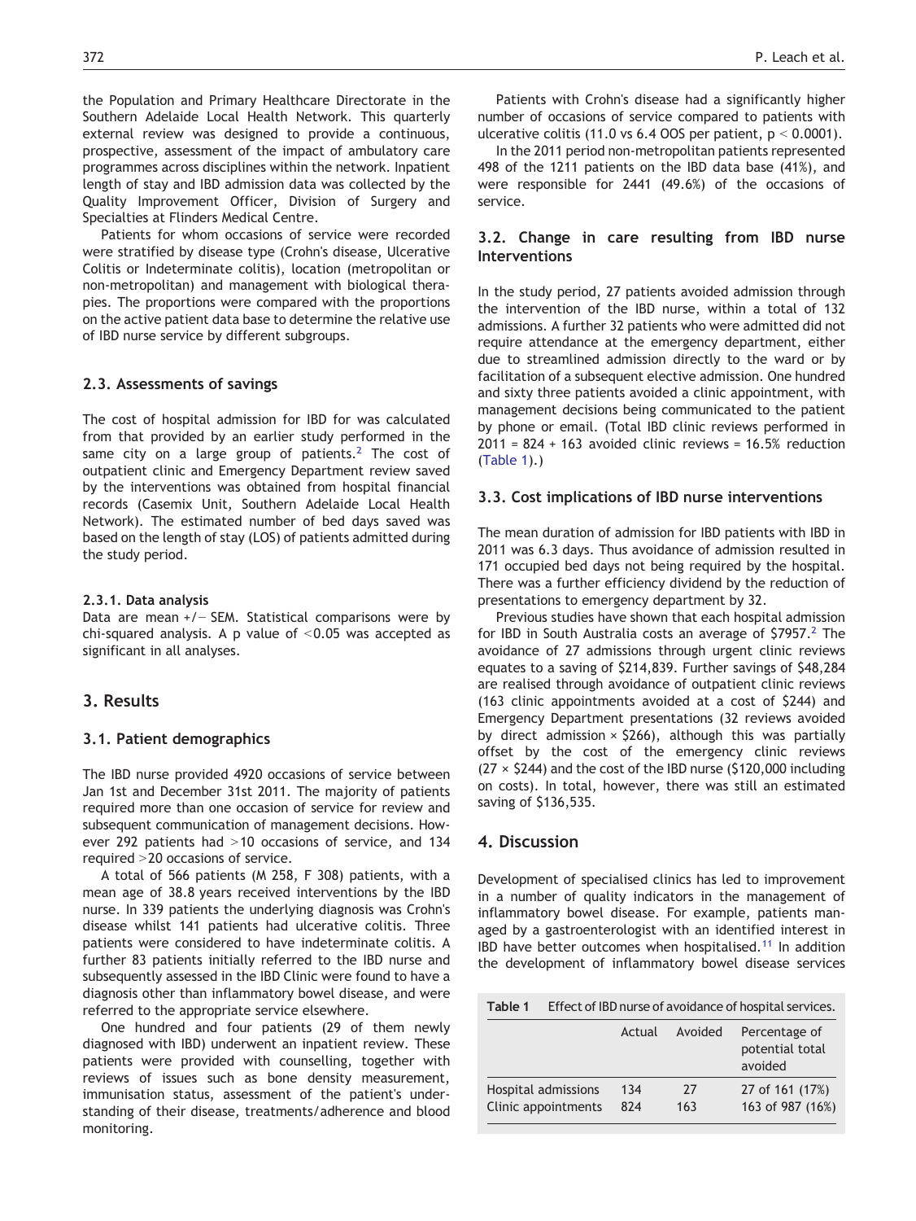the Population and Primary Healthcare Directorate in the Southern Adelaide Local Health Network. This quarterly external review was designed to provide a continuous, prospective, assessment of the impact of ambulatory care programmes across disciplines within the network. Inpatient length of stay and IBD admission data was collected by the Quality Improvement Officer, Division of Surgery and Specialties at Flinders Medical Centre.

Patients for whom occasions of service were recorded were stratified by disease type (Crohn's disease, Ulcerative Colitis or Indeterminate colitis), location (metropolitan or non-metropolitan) and management with biological therapies. The proportions were compared with the proportions on the active patient data base to determine the relative use of IBD nurse service by different subgroups.

### 2.3. Assessments of savings

The cost of hospital admission for IBD for was calculated from that provided by an earlier study performed in the same city on a large group of patients.[2] The cost of outpatient clinic and Emergency Department review saved by the interventions was obtained from hospital financial records (Casemix Unit, Southern Adelaide Local Health Network). The estimated number of bed days saved was based on the length of stay (LOS) of patients admitted during the study period.

#### 2.3.1. Data analysis

Data are mean +/− SEM. Statistical comparisons were by chi-squared analysis. A p value of $<0.05$ was accepted as significant in all analyses.

## 3. Results

### 3.1. Patient demographics

The IBD nurse provided 4920 occasions of service between Jan 1st and December 31st 2011. The majority of patients required more than one occasion of service for review and subsequent communication of management decisions. However 292 patients had >10 occasions of service, and 134 required >20 occasions of service.

A total of 566 patients (M 258, F 308) patients, with a mean age of 38.8 years received interventions by the IBD nurse. In 339 patients the underlying diagnosis was Crohn's disease whilst 141 patients had ulcerative colitis. Three patients were considered to have indeterminate colitis. A further 83 patients initially referred to the IBD nurse and subsequently assessed in the IBD Clinic were found to have a diagnosis other than inflammatory bowel disease, and were referred to the appropriate service elsewhere.

One hundred and four patients (29 of them newly diagnosed with IBD) underwent an inpatient review. These patients were provided with counselling, together with reviews of issues such as bone density measurement, immunisation status, assessment of the patient's understanding of their disease, treatments/adherence and blood monitoring.

Patients with Crohn's disease had a significantly higher number of occasions of service compared to patients with ulcerative colitis (11.0 vs 6.4 OOS per patient, $p < 0.0001$).

In the 2011 period non-metropolitan patients represented 498 of the 1211 patients on the IBD data base (41%), and were responsible for 2441 (49.6%) of the occasions of service.

### 3.2. Change in care resulting from IBD nurse Interventions

In the study period, 27 patients avoided admission through the intervention of the IBD nurse, within a total of 132 admissions. A further 32 patients who were admitted did not require attendance at the emergency department, either due to streamlined admission directly to the ward or by facilitation of a subsequent elective admission. One hundred and sixty three patients avoided a clinic appointment, with management decisions being communicated to the patient by phone or email. (Total IBD clinic reviews performed in 2011 = 824 + 163 avoided clinic reviews = 16.5% reduction (Table 1).)

### 3.3. Cost implications of IBD nurse interventions

The mean duration of admission for IBD patients with IBD in 2011 was 6.3 days. Thus avoidance of admission resulted in 171 occupied bed days not being required by the hospital. There was a further efficiency dividend by the reduction of presentations to emergency department by 32.

Previous studies have shown that each hospital admission for IBD in South Australia costs an average of $7957.[2] The avoidance of 27 admissions through urgent clinic reviews equates to a saving of $214,839. Further savings of $48,284 are realised through avoidance of outpatient clinic reviews (163 clinic appointments avoided at a cost of $244) and Emergency Department presentations (32 reviews avoided by direct admission × $266), although this was partially offset by the cost of the emergency clinic reviews (27 × $244) and the cost of the IBD nurse ($120,000 including on costs). In total, however, there was still an estimated saving of $136,535.

## 4. Discussion

Development of specialised clinics has led to improvement in a number of quality indicators in the management of inflammatory bowel disease. For example, patients managed by a gastroenterologist with an identified interest in IBD have better outcomes when hospitalised.[11] In addition the development of inflammatory bowel disease services

**Table 1** Effect of IBD nurse of avoidance of hospital services.

| | Actual | Avoided | Percentage of potential total avoided |
|---|---|---|---|
| Hospital admissions | 134 | 27 | 27 of 161 (17%) |
| Clinic appointments | 824 | 163 | 163 of 987 (16%) |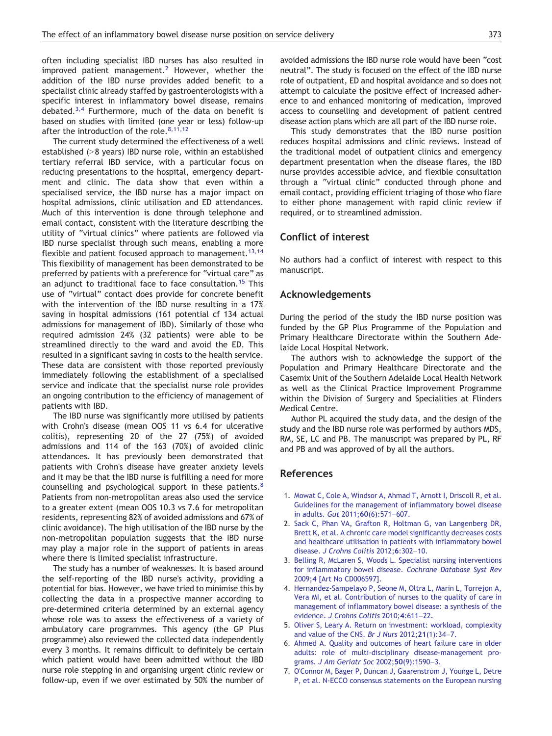often including specialist IBD nurses has also resulted in improved patient management.[2] However, whether the addition of the IBD nurse provides added benefit to a specialist clinic already staffed by gastroenterologists with a specific interest in inflammatory bowel disease, remains debated.[3,4] Furthermore, much of the data on benefit is based on studies with limited (one year or less) follow-up after the introduction of the role.[8,11,12]

The current study determined the effectiveness of a well established (>8 years) IBD nurse role, within an established tertiary referral IBD service, with a particular focus on reducing presentations to the hospital, emergency department and clinic. The data show that even within a specialised service, the IBD nurse has a major impact on hospital admissions, clinic utilisation and ED attendances. Much of this intervention is done through telephone and email contact, consistent with the literature describing the utility of "virtual clinics" where patients are followed via IBD nurse specialist through such means, enabling a more flexible and patient focused approach to management.[13,14] This flexibility of management has been demonstrated to be preferred by patients with a preference for "virtual care" as an adjunct to traditional face to face consultation.[15] This use of "virtual" contact does provide for concrete benefit with the intervention of the IBD nurse resulting in a 17% saving in hospital admissions (161 potential cf 134 actual admissions for management of IBD). Similarly of those who required admission 24% (32 patients) were able to be streamlined directly to the ward and avoid the ED. This resulted in a significant saving in costs to the health service. These data are consistent with those reported previously immediately following the establishment of a specialised service and indicate that the specialist nurse role provides an ongoing contribution to the efficiency of management of patients with IBD.

The IBD nurse was significantly more utilised by patients with Crohn's disease (mean OOS 11 vs 6.4 for ulcerative colitis), representing 20 of the 27 (75%) of avoided admissions and 114 of the 163 (70%) of avoided clinic attendances. It has previously been demonstrated that patients with Crohn's disease have greater anxiety levels and it may be that the IBD nurse is fulfilling a need for more counselling and psychological support in these patients.[8] Patients from non-metropolitan areas also used the service to a greater extent (mean OOS 10.3 vs 7.6 for metropolitan residents, representing 82% of avoided admissions and 67% of clinic avoidance). The high utilisation of the IBD nurse by the non-metropolitan population suggests that the IBD nurse may play a major role in the support of patients in areas where there is limited specialist infrastructure.

The study has a number of weaknesses. It is based around the self-reporting of the IBD nurse's activity, providing a potential for bias. However, we have tried to minimise this by collecting the data in a prospective manner according to pre-determined criteria determined by an external agency whose role was to assess the effectiveness of a variety of ambulatory care programmes. This agency (the GP Plus programme) also reviewed the collected data independently every 3 months. It remains difficult to definitely be certain which patient would have been admitted without the IBD nurse role stepping in and organising urgent clinic review or follow-up, even if we over estimated by 50% the number of avoided admissions the IBD nurse role would have been "cost neutral". The study is focused on the effect of the IBD nurse role of outpatient, ED and hospital avoidance and so does not attempt to calculate the positive effect of increased adherence to and enhanced monitoring of medication, improved access to counselling and development of patient centred disease action plans which are all part of the IBD nurse role.

This study demonstrates that the IBD nurse position reduces hospital admissions and clinic reviews. Instead of the traditional model of outpatient clinics and emergency department presentation when the disease flares, the IBD nurse provides accessible advice, and flexible consultation through a "virtual clinic" conducted through phone and email contact, providing efficient triaging of those who flare to either phone management with rapid clinic review if required, or to streamlined admission.

## Conflict of interest

No authors had a conflict of interest with respect to this manuscript.

## Acknowledgements

During the period of the study the IBD nurse position was funded by the GP Plus Programme of the Population and Primary Healthcare Directorate within the Southern Adelaide Local Hospital Network.

The authors wish to acknowledge the support of the Population and Primary Healthcare Directorate and the Casemix Unit of the Southern Adelaide Local Health Network as well as the Clinical Practice Improvement Programme within the Division of Surgery and Specialities at Flinders Medical Centre.

Author PL acquired the study data, and the design of the study and the IBD nurse role was performed by authors MDS, RM, SE, LC and PB. The manuscript was prepared by PL, RF and PB and was approved of by all the authors.

## References

1. Mowat C, Cole A, Windsor A, Ahmad T, Arnott I, Driscoll R, et al. Guidelines for the management of inflammatory bowel disease in adults. *Gut* 2011;**60**(6):571–607.
2. Sack C, Phan VA, Grafton R, Holtman G, van Langenberg DR, Brett K, et al. A chronic care model significantly decreases costs and healthcare utilisation in patients with inflammatory bowel disease. *J Crohns Colitis* 2012;**6**:302–10.
3. Belling R, McLaren S, Woods L. Specialist nursing interventions for inflammatory bowel disease. *Cochrane Database Syst Rev* 2009;**4** [Art No CD006597].
4. Hernandez-Sampelayo P, Seone M, Oltra L, Marin L, Torrejon A, Vera MI, et al. Contribution of nurses to the quality of care in management of inflammatory bowel disease: a synthesis of the evidence. *J Crohns Colitis* 2010;**4**:611–22.
5. Oliver S, Leary A. Return on investment: workload, complexity and value of the CNS. *Br J Nurs* 2012;**21**(1):34–7.
6. Ahmed A. Quality and outcomes of heart failure care in older adults: role of multi-disciplinary disease-management programs. *J Am Geriatr Soc* 2002;**50**(9):1590–3.
7. O'Connor M, Bager P, Duncan J, Gaarenstrom J, Younge L, Detre P, et al. N-ECCO consensus statements on the European nursing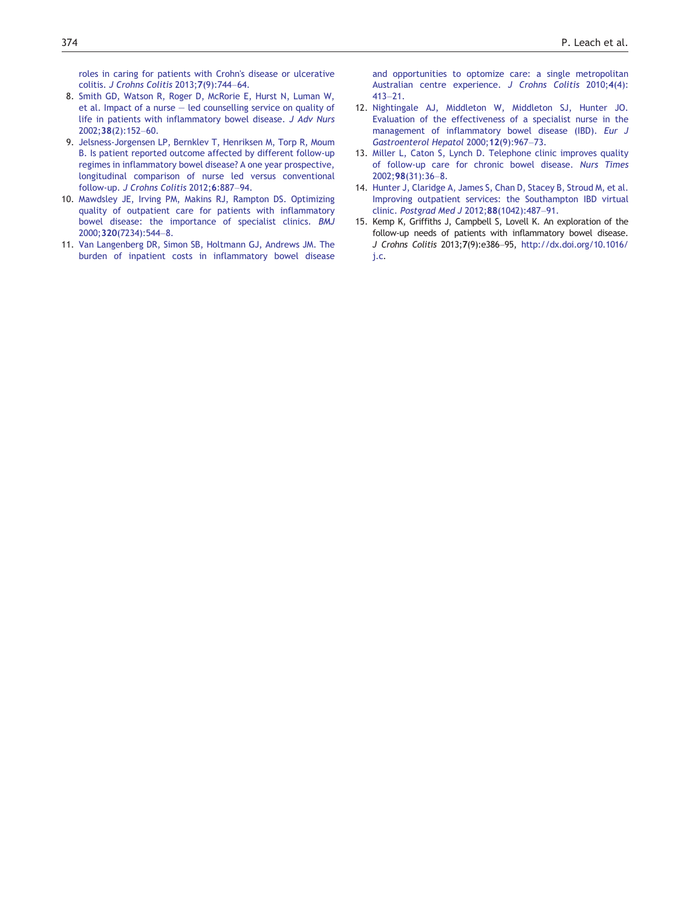roles in caring for patients with Crohn's disease or ulcerative colitis. *J Crohns Colitis* 2013;**7**(9):744–64.

8. Smith GD, Watson R, Roger D, McRorie E, Hurst N, Luman W, et al. Impact of a nurse — led counselling service on quality of life in patients with inflammatory bowel disease. *J Adv Nurs* 2002;**38**(2):152–60.
9. Jelsness-Jorgensen LP, Bernklev T, Henriksen M, Torp R, Moum B. Is patient reported outcome affected by different follow-up regimes in inflammatory bowel disease? A one year prospective, longitudinal comparison of nurse led versus conventional follow-up. *J Crohns Colitis* 2012;**6**:887–94.
10. Mawdsley JE, Irving PM, Makins RJ, Rampton DS. Optimizing quality of outpatient care for patients with inflammatory bowel disease: the importance of specialist clinics. *BMJ* 2000;**320**(7234):544–8.
11. Van Langenberg DR, Simon SB, Holtmann GJ, Andrews JM. The burden of inpatient costs in inflammatory bowel disease and opportunities to optomize care: a single metropolitan Australian centre experience. *J Crohns Colitis* 2010;**4**(4): 413–21.
12. Nightingale AJ, Middleton W, Middleton SJ, Hunter JO. Evaluation of the effectiveness of a specialist nurse in the management of inflammatory bowel disease (IBD). *Eur J Gastroenterol Hepatol* 2000;**12**(9):967–73.
13. Miller L, Caton S, Lynch D. Telephone clinic improves quality of follow-up care for chronic bowel disease. *Nurs Times* 2002;**98**(31):36–8.
14. Hunter J, Claridge A, James S, Chan D, Stacey B, Stroud M, et al. Improving outpatient services: the Southampton IBD virtual clinic. *Postgrad Med J* 2012;**88**(1042):487–91.
15. Kemp K, Griffiths J, Campbell S, Lovell K. An exploration of the follow-up needs of patients with inflammatory bowel disease. *J Crohns Colitis* 2013;**7**(9):e386–95, http://dx.doi.org/10.1016/j.c.